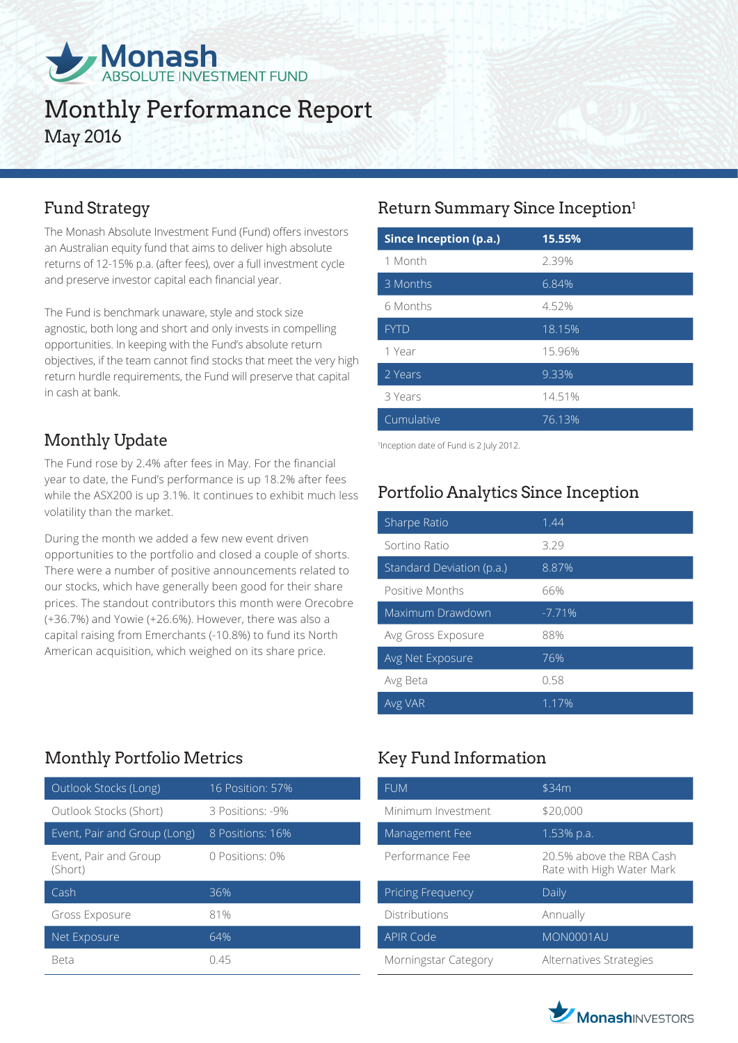# Monash ABSOLUTE INVESTMENT FUND

# Monthly Performance Report

May 2016

## Fund Strategy

The Monash Absolute Investment Fund (Fund) offers investors an Australian equity fund that aims to deliver high absolute returns of 12-15% p.a. (after fees), over a full investment cycle and preserve investor capital each financial year.

The Fund is benchmark unaware, style and stock size agnostic, both long and short and only invests in compelling opportunities. In keeping with the Fund's absolute return objectives, if the team cannot find stocks that meet the very high return hurdle requirements, the Fund will preserve that capital in cash at bank.

## Monthly Update

The Fund rose by 2.4% after fees in May. For the financial year to date, the Fund's performance is up 18.2% after fees while the ASX200 is up 3.1%. It continues to exhibit much less volatility than the market.

During the month we added a few new event driven opportunities to the portfolio and closed a couple of shorts. There were a number of positive announcements related to our stocks, which have generally been good for their share prices. The standout contributors this month were Orecobre (+36.7%) and Yowie (+26.6%). However, there was also a capital raising from Emerchants (-10.8%) to fund its North American acquisition, which weighed on its share price.

## Return Summary Since Inception[1]

| **Since Inception (p.a.)** | **15.55%** |
|---|---|
| 1 Month | 2.39% |
| 3 Months | 6.84% |
| 6 Months | 4.52% |
| FYTD | 18.15% |
| 1 Year | 15.96% |
| 2 Years | 9.33% |
| 3 Years | 14.51% |
| Cumulative | 76.13% |

[1]Inception date of Fund is 2 July 2012.

## Portfolio Analytics Since Inception

| | |
|---|---|
| Sharpe Ratio | 1.44 |
| Sortino Ratio | 3.29 |
| Standard Deviation (p.a.) | 8.87% |
| Positive Months | 66% |
| Maximum Drawdown | -7.71% |
| Avg Gross Exposure | 88% |
| Avg Net Exposure | 76% |
| Avg Beta | 0.58 |
| Avg VAR | 1.17% |

## Monthly Portfolio Metrics

| | |
|---|---|
| Outlook Stocks (Long) | 16 Position: 57% |
| Outlook Stocks (Short) | 3 Positions: -9% |
| Event, Pair and Group (Long) | 8 Positions: 16% |
| Event, Pair and Group (Short) | 0 Positions: 0% |
| Cash | 36% |
| Gross Exposure | 81% |
| Net Exposure | 64% |
| Beta | 0.45 |

## Key Fund Information

| | |
|---|---|
| FUM | $34m |
| Minimum Investment | $20,000 |
| Management Fee | 1.53% p.a. |
| Performance Fee | 20.5% above the RBA Cash Rate with High Water Mark |
| Pricing Frequency | Daily |
| Distributions | Annually |
| APIR Code | MON0001AU |
| Morningstar Category | Alternatives Strategies |

MonashINVESTORS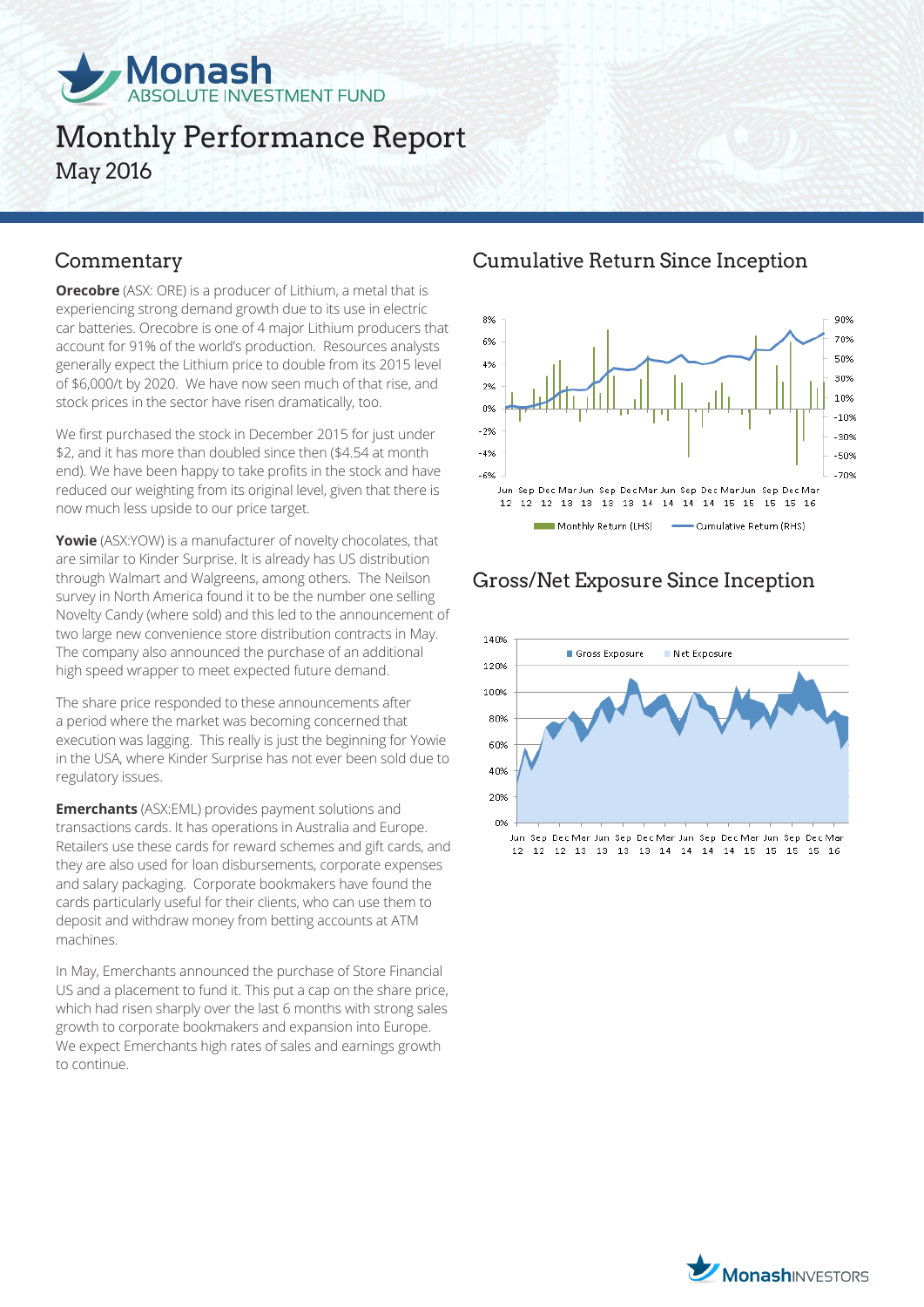# Monash ABSOLUTE INVESTMENT FUND

# Monthly Performance Report

May 2016

## Commentary

**Orecobre** (ASX: ORE) is a producer of Lithium, a metal that is experiencing strong demand growth due to its use in electric car batteries. Orecobre is one of 4 major Lithium producers that account for 91% of the world's production. Resources analysts generally expect the Lithium price to double from its 2015 level of $6,000/t by 2020. We have now seen much of that rise, and stock prices in the sector have risen dramatically, too.

We first purchased the stock in December 2015 for just under $2, and it has more than doubled since then ($4.54 at month end). We have been happy to take profits in the stock and have reduced our weighting from its original level, given that there is now much less upside to our price target.

**Yowie** (ASX:YOW) is a manufacturer of novelty chocolates, that are similar to Kinder Surprise. It is already has US distribution through Walmart and Walgreens, among others. The Neilson survey in North America found it to be the number one selling Novelty Candy (where sold) and this led to the announcement of two large new convenience store distribution contracts in May. The company also announced the purchase of an additional high speed wrapper to meet expected future demand.

The share price responded to these announcements after a period where the market was becoming concerned that execution was lagging. This really is just the beginning for Yowie in the USA, where Kinder Surprise has not ever been sold due to regulatory issues.

**Emerchants** (ASX:EML) provides payment solutions and transactions cards. It has operations in Australia and Europe. Retailers use these cards for reward schemes and gift cards, and they are also used for loan disbursements, corporate expenses and salary packaging. Corporate bookmakers have found the cards particularly useful for their clients, who can use them to deposit and withdraw money from betting accounts at ATM machines.

In May, Emerchants announced the purchase of Store Financial US and a placement to fund it. This put a cap on the share price, which had risen sharply over the last 6 months with strong sales growth to corporate bookmakers and expansion into Europe. We expect Emerchants high rates of sales and earnings growth to continue.

## Cumulative Return Since Inception

Monthly Return (LHS) — Cumulative Return (RHS)

## Gross/Net Exposure Since Inception

Gross Exposure — Net Exposure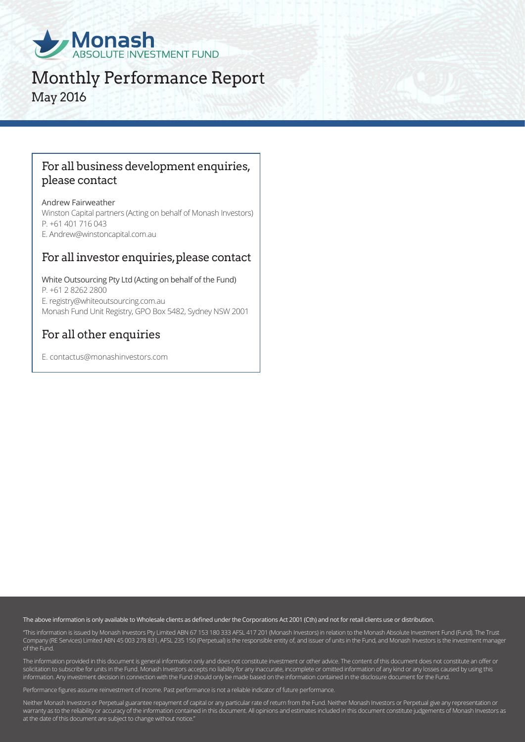Monash
ABSOLUTE INVESTMENT FUND

# Monthly Performance Report

May 2016

## For all business development enquiries, please contact

Andrew Fairweather
Winston Capital partners (Acting on behalf of Monash Investors)
P. +61 401 716 043
E. Andrew@winstoncapital.com.au

## For all investor enquiries, please contact

White Outsourcing Pty Ltd (Acting on behalf of the Fund)
P. +61 2 8262 2800
E. registry@whiteoutsourcing.com.au
Monash Fund Unit Registry, GPO Box 5482, Sydney NSW 2001

## For all other enquiries

E. contactus@monashinvestors.com

The above information is only available to Wholesale clients as defined under the Corporations Act 2001 (Cth) and not for retail clients use or distribution.

"This information is issued by Monash Investors Pty Limited ABN 67 153 180 333 AFSL 417 201 (Monash Investors) in relation to the Monash Absolute Investment Fund (Fund). The Trust Company (RE Services) Limited ABN 45 003 278 831, AFSL 235 150 (Perpetual) is the responsible entity of, and issuer of units in the Fund, and Monash Investors is the investment manager of the Fund.

The information provided in this document is general information only and does not constitute investment or other advice. The content of this document does not constitute an offer or solicitation to subscribe for units in the Fund. Monash Investors accepts no liability for any inaccurate, incomplete or omitted information of any kind or any losses caused by using this information. Any investment decision in connection with the Fund should only be made based on the information contained in the disclosure document for the Fund.

Performance figures assume reinvestment of income. Past performance is not a reliable indicator of future performance.

Neither Monash Investors or Perpetual guarantee repayment of capital or any particular rate of return from the Fund. Neither Monash Investors or Perpetual give any representation or warranty as to the reliability or accuracy of the information contained in this document. All opinions and estimates included in this document constitute judgements of Monash Investors as at the date of this document are subject to change without notice."